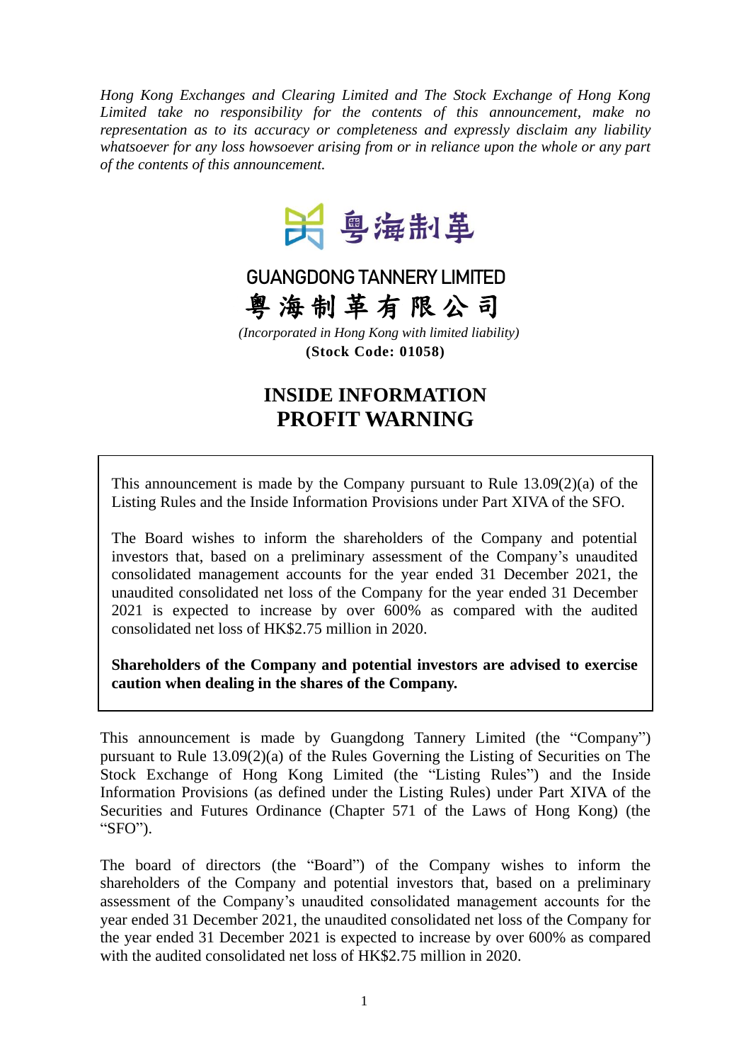*Hong Kong Exchanges and Clearing Limited and The Stock Exchange of Hong Kong Limited take no responsibility for the contents of this announcement, make no representation as to its accuracy or completeness and expressly disclaim any liability whatsoever for any loss howsoever arising from or in reliance upon the whole or any part of the contents of this announcement.*

粤海制革

**GUANGDONG TANNERY LIMITED**

**粵海制革有限公司**

*(Incorporated in Hong Kong with limited liability)*

**(Stock Code: 01058)**

# INSIDE INFORMATION
# PROFIT WARNING

This announcement is made by the Company pursuant to Rule 13.09(2)(a) of the Listing Rules and the Inside Information Provisions under Part XIVA of the SFO.

The Board wishes to inform the shareholders of the Company and potential investors that, based on a preliminary assessment of the Company's unaudited consolidated management accounts for the year ended 31 December 2021, the unaudited consolidated net loss of the Company for the year ended 31 December 2021 is expected to increase by over 600% as compared with the audited consolidated net loss of HK$2.75 million in 2020.

**Shareholders of the Company and potential investors are advised to exercise caution when dealing in the shares of the Company.**

This announcement is made by Guangdong Tannery Limited (the "Company") pursuant to Rule 13.09(2)(a) of the Rules Governing the Listing of Securities on The Stock Exchange of Hong Kong Limited (the "Listing Rules") and the Inside Information Provisions (as defined under the Listing Rules) under Part XIVA of the Securities and Futures Ordinance (Chapter 571 of the Laws of Hong Kong) (the "SFO").

The board of directors (the "Board") of the Company wishes to inform the shareholders of the Company and potential investors that, based on a preliminary assessment of the Company's unaudited consolidated management accounts for the year ended 31 December 2021, the unaudited consolidated net loss of the Company for the year ended 31 December 2021 is expected to increase by over 600% as compared with the audited consolidated net loss of HK$2.75 million in 2020.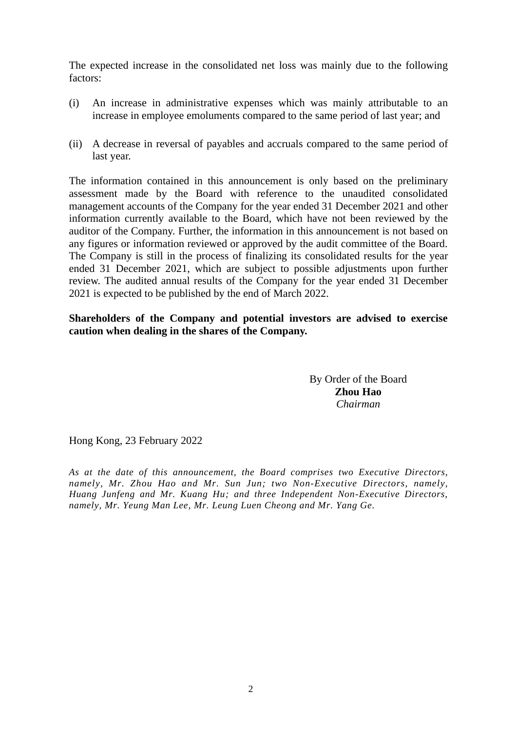The expected increase in the consolidated net loss was mainly due to the following factors:

(i) An increase in administrative expenses which was mainly attributable to an increase in employee emoluments compared to the same period of last year; and

(ii) A decrease in reversal of payables and accruals compared to the same period of last year.

The information contained in this announcement is only based on the preliminary assessment made by the Board with reference to the unaudited consolidated management accounts of the Company for the year ended 31 December 2021 and other information currently available to the Board, which have not been reviewed by the auditor of the Company. Further, the information in this announcement is not based on any figures or information reviewed or approved by the audit committee of the Board. The Company is still in the process of finalizing its consolidated results for the year ended 31 December 2021, which are subject to possible adjustments upon further review. The audited annual results of the Company for the year ended 31 December 2021 is expected to be published by the end of March 2022.

**Shareholders of the Company and potential investors are advised to exercise caution when dealing in the shares of the Company.**

By Order of the Board
**Zhou Hao**
*Chairman*

Hong Kong, 23 February 2022

*As at the date of this announcement, the Board comprises two Executive Directors, namely, Mr. Zhou Hao and Mr. Sun Jun; two Non-Executive Directors, namely, Huang Junfeng and Mr. Kuang Hu; and three Independent Non-Executive Directors, namely, Mr. Yeung Man Lee, Mr. Leung Luen Cheong and Mr. Yang Ge.*